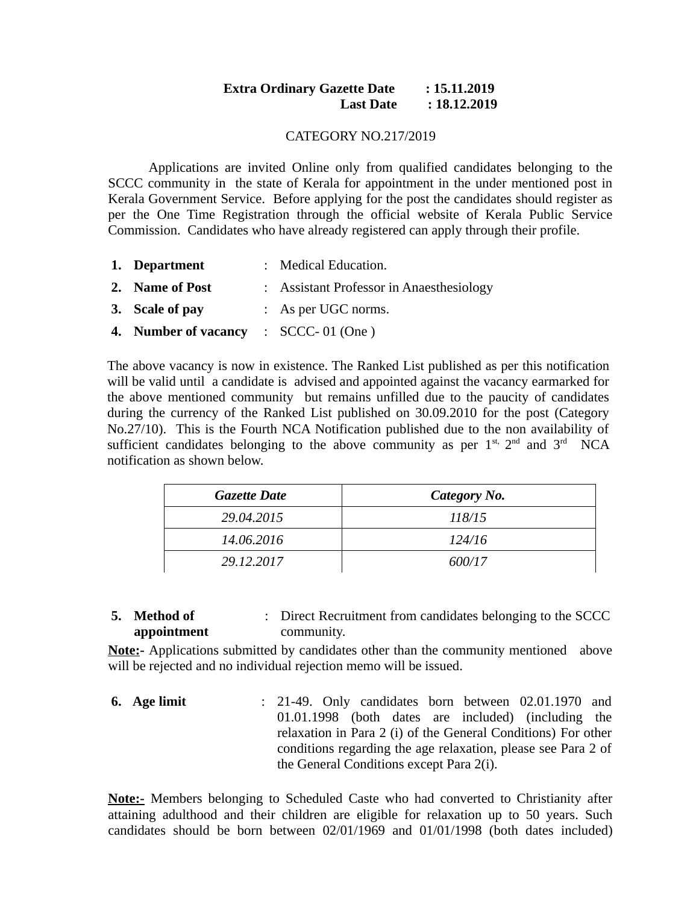**Extra Ordinary Gazette Date : 15.11.2019**
**Last Date : 18.12.2019**

CATEGORY NO.217/2019

Applications are invited Online only from qualified candidates belonging to the SCCC community in the state of Kerala for appointment in the under mentioned post in Kerala Government Service. Before applying for the post the candidates should register as per the One Time Registration through the official website of Kerala Public Service Commission. Candidates who have already registered can apply through their profile.

1. **Department** : Medical Education.
2. **Name of Post** : Assistant Professor in Anaesthesiology
3. **Scale of pay** : As per UGC norms.
4. **Number of vacancy** : SCCC- 01 (One )

The above vacancy is now in existence. The Ranked List published as per this notification will be valid until a candidate is advised and appointed against the vacancy earmarked for the above mentioned community but remains unfilled due to the paucity of candidates during the currency of the Ranked List published on 30.09.2010 for the post (Category No.27/10). This is the Fourth NCA Notification published due to the non availability of sufficient candidates belonging to the above community as per 1st, 2nd and 3rd NCA notification as shown below.

| *Gazette Date* | *Category No.* |
|---|---|
| *29.04.2015* | *118/15* |
| *14.06.2016* | *124/16* |
| *29.12.2017* | *600/17* |

5. **Method of appointment** : Direct Recruitment from candidates belonging to the SCCC community.

**Note:-** Applications submitted by candidates other than the community mentioned above will be rejected and no individual rejection memo will be issued.

6. **Age limit** : 21-49. Only candidates born between 02.01.1970 and 01.01.1998 (both dates are included) (including the relaxation in Para 2 (i) of the General Conditions) For other conditions regarding the age relaxation, please see Para 2 of the General Conditions except Para 2(i).

**Note:-** Members belonging to Scheduled Caste who had converted to Christianity after attaining adulthood and their children are eligible for relaxation up to 50 years. Such candidates should be born between 02/01/1969 and 01/01/1998 (both dates included)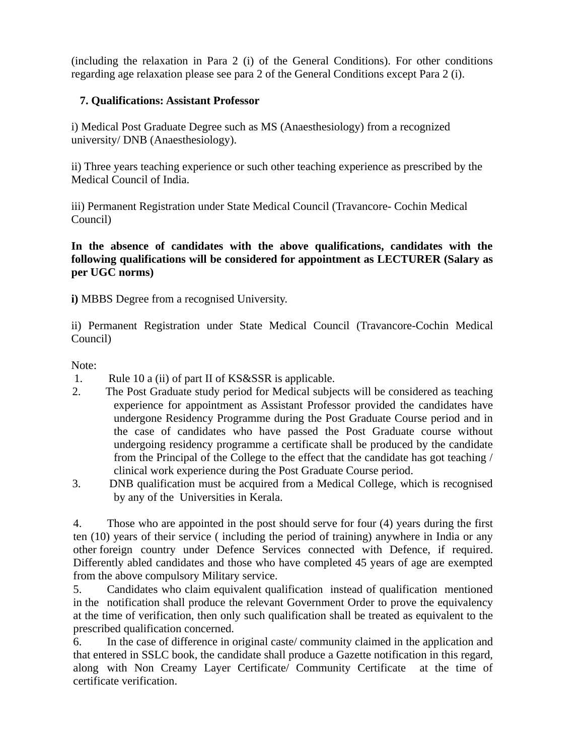(including the relaxation in Para 2 (i) of the General Conditions). For other conditions regarding age relaxation please see para 2 of the General Conditions except Para 2 (i).

**7. Qualifications: Assistant Professor**

i) Medical Post Graduate Degree such as MS (Anaesthesiology) from a recognized university/ DNB (Anaesthesiology).

ii) Three years teaching experience or such other teaching experience as prescribed by the Medical Council of India.

iii) Permanent Registration under State Medical Council (Travancore- Cochin Medical Council)

**In the absence of candidates with the above qualifications, candidates with the following qualifications will be considered for appointment as LECTURER (Salary as per UGC norms)**

**i)** MBBS Degree from a recognised University.

ii) Permanent Registration under State Medical Council (Travancore-Cochin Medical Council)

Note:

1. Rule 10 a (ii) of part II of KS&SSR is applicable.
2. The Post Graduate study period for Medical subjects will be considered as teaching experience for appointment as Assistant Professor provided the candidates have undergone Residency Programme during the Post Graduate Course period and in the case of candidates who have passed the Post Graduate course without undergoing residency programme a certificate shall be produced by the candidate from the Principal of the College to the effect that the candidate has got teaching / clinical work experience during the Post Graduate Course period.
3. DNB qualification must be acquired from a Medical College, which is recognised by any of the Universities in Kerala.
4. Those who are appointed in the post should serve for four (4) years during the first ten (10) years of their service ( including the period of training) anywhere in India or any other foreign country under Defence Services connected with Defence, if required. Differently abled candidates and those who have completed 45 years of age are exempted from the above compulsory Military service.
5. Candidates who claim equivalent qualification instead of qualification mentioned in the notification shall produce the relevant Government Order to prove the equivalency at the time of verification, then only such qualification shall be treated as equivalent to the prescribed qualification concerned.
6. In the case of difference in original caste/ community claimed in the application and that entered in SSLC book, the candidate shall produce a Gazette notification in this regard, along with Non Creamy Layer Certificate/ Community Certificate at the time of certificate verification.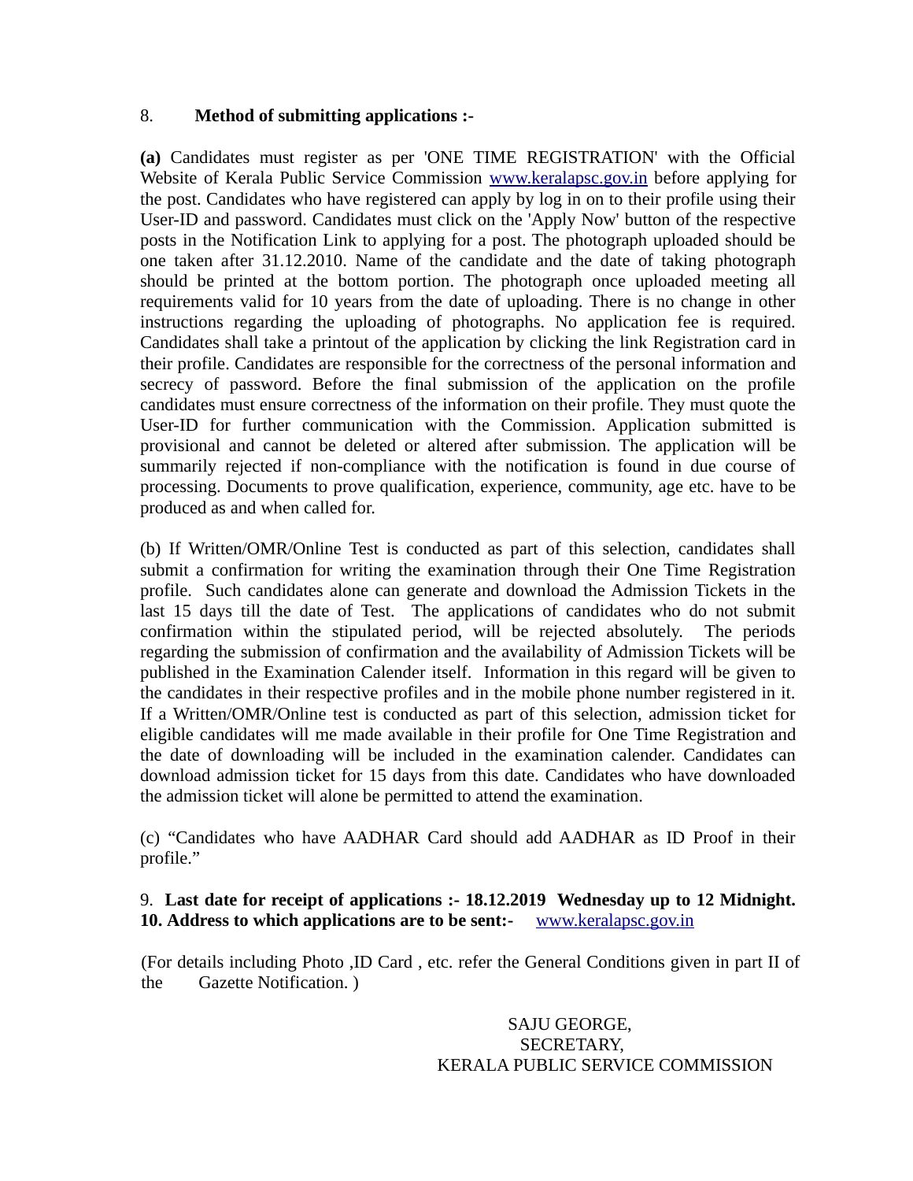8. **Method of submitting applications :-**

**(a)** Candidates must register as per 'ONE TIME REGISTRATION' with the Official Website of Kerala Public Service Commission www.keralapsc.gov.in before applying for the post. Candidates who have registered can apply by log in on to their profile using their User-ID and password. Candidates must click on the 'Apply Now' button of the respective posts in the Notification Link to applying for a post. The photograph uploaded should be one taken after 31.12.2010. Name of the candidate and the date of taking photograph should be printed at the bottom portion. The photograph once uploaded meeting all requirements valid for 10 years from the date of uploading. There is no change in other instructions regarding the uploading of photographs. No application fee is required. Candidates shall take a printout of the application by clicking the link Registration card in their profile. Candidates are responsible for the correctness of the personal information and secrecy of password. Before the final submission of the application on the profile candidates must ensure correctness of the information on their profile. They must quote the User-ID for further communication with the Commission. Application submitted is provisional and cannot be deleted or altered after submission. The application will be summarily rejected if non-compliance with the notification is found in due course of processing. Documents to prove qualification, experience, community, age etc. have to be produced as and when called for.

(b) If Written/OMR/Online Test is conducted as part of this selection, candidates shall submit a confirmation for writing the examination through their One Time Registration profile. Such candidates alone can generate and download the Admission Tickets in the last 15 days till the date of Test. The applications of candidates who do not submit confirmation within the stipulated period, will be rejected absolutely. The periods regarding the submission of confirmation and the availability of Admission Tickets will be published in the Examination Calender itself. Information in this regard will be given to the candidates in their respective profiles and in the mobile phone number registered in it. If a Written/OMR/Online test is conducted as part of this selection, admission ticket for eligible candidates will me made available in their profile for One Time Registration and the date of downloading will be included in the examination calender. Candidates can download admission ticket for 15 days from this date. Candidates who have downloaded the admission ticket will alone be permitted to attend the examination.

(c) “Candidates who have AADHAR Card should add AADHAR as ID Proof in their profile.”

9. **Last date for receipt of applications :- 18.12.2019 Wednesday up to 12 Midnight.**
**10. Address to which applications are to be sent:-** www.keralapsc.gov.in

(For details including Photo ,ID Card , etc. refer the General Conditions given in part II of the Gazette Notification. )

SAJU GEORGE,
SECRETARY,
KERALA PUBLIC SERVICE COMMISSION